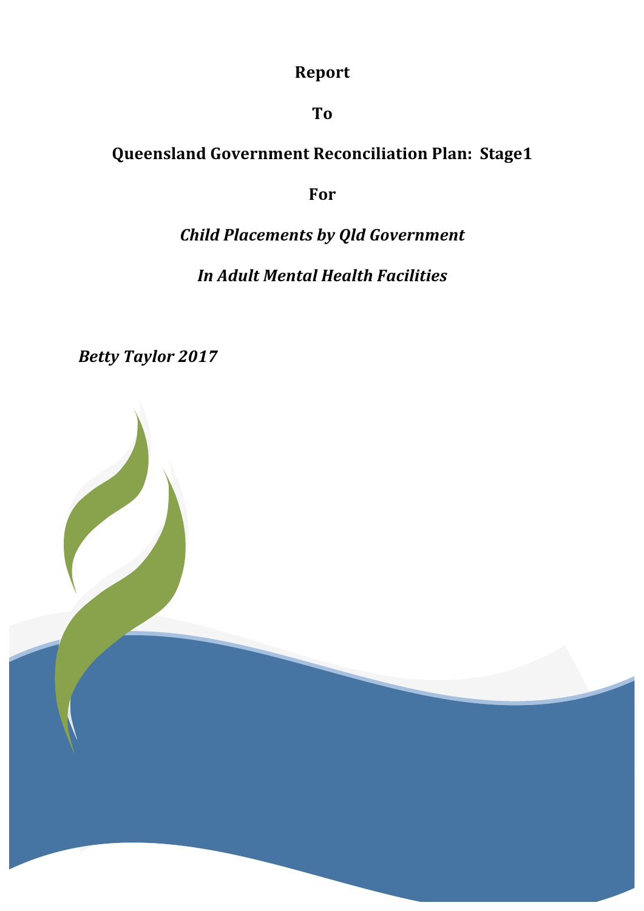**Report**

**To**

**Queensland Government Reconciliation Plan: Stage1**

**For**

***Child Placements by Qld Government***

***In Adult Mental Health Facilities***

***Betty Taylor 2017***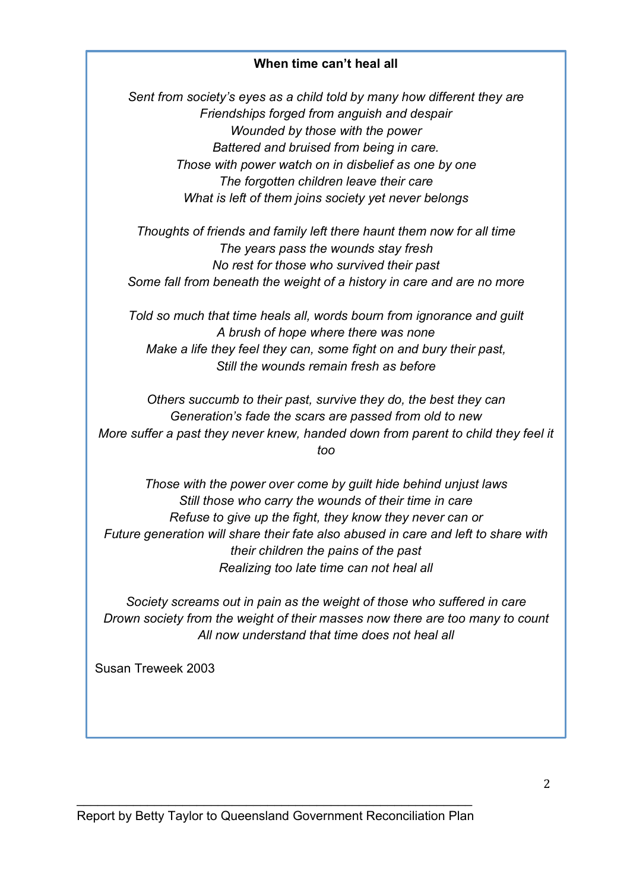**When time can't heal all**

*Sent from society's eyes as a child told by many how different they are*
*Friendships forged from anguish and despair*
*Wounded by those with the power*
*Battered and bruised from being in care.*
*Those with power watch on in disbelief as one by one*
*The forgotten children leave their care*
*What is left of them joins society yet never belongs*

*Thoughts of friends and family left there haunt them now for all time*
*The years pass the wounds stay fresh*
*No rest for those who survived their past*
*Some fall from beneath the weight of a history in care and are no more*

*Told so much that time heals all, words bourn from ignorance and guilt*
*A brush of hope where there was none*
*Make a life they feel they can, some fight on and bury their past,*
*Still the wounds remain fresh as before*

*Others succumb to their past, survive they do, the best they can*
*Generation's fade the scars are passed from old to new*
*More suffer a past they never knew, handed down from parent to child they feel it too*

*Those with the power over come by guilt hide behind unjust laws*
*Still those who carry the wounds of their time in care*
*Refuse to give up the fight, they know they never can or*
*Future generation will share their fate also abused in care and left to share with their children the pains of the past*
*Realizing too late time can not heal all*

*Society screams out in pain as the weight of those who suffered in care*
*Drown society from the weight of their masses now there are too many to count*
*All now understand that time does not heal all*

Susan Treweek 2003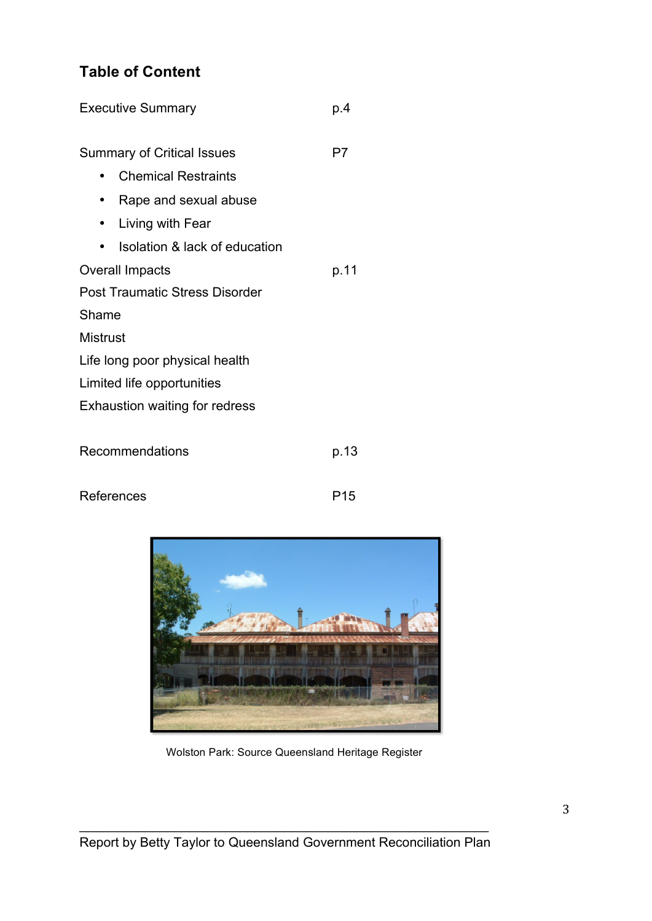## Table of Content

| | |
|---|---|
| Executive Summary | p.4 |
| Summary of Critical Issues | P7 |
| • Chemical Restraints | |
| • Rape and sexual abuse | |
| • Living with Fear | |
| • Isolation & lack of education | |
| Overall Impacts | p.11 |
| Post Traumatic Stress Disorder | |
| Shame | |
| Mistrust | |
| Life long poor physical health | |
| Limited life opportunities | |
| Exhaustion waiting for redress | |
| Recommendations | p.13 |
| References | P15 |

Wolston Park: Source Queensland Heritage Register

Report by Betty Taylor to Queensland Government Reconciliation Plan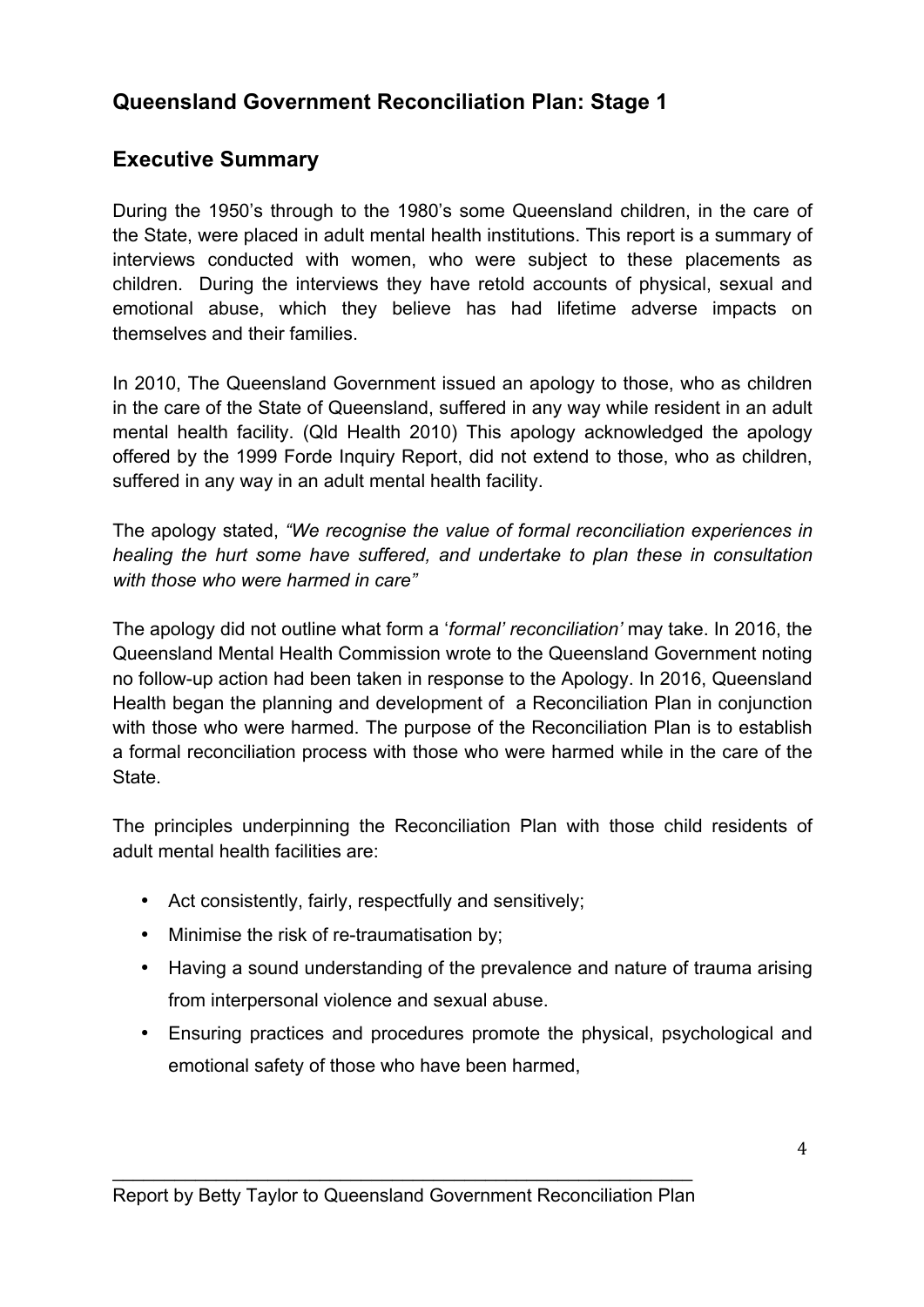## Queensland Government Reconciliation Plan: Stage 1

## Executive Summary

During the 1950's through to the 1980's some Queensland children, in the care of the State, were placed in adult mental health institutions. This report is a summary of interviews conducted with women, who were subject to these placements as children. During the interviews they have retold accounts of physical, sexual and emotional abuse, which they believe has had lifetime adverse impacts on themselves and their families.

In 2010, The Queensland Government issued an apology to those, who as children in the care of the State of Queensland, suffered in any way while resident in an adult mental health facility. (Qld Health 2010) This apology acknowledged the apology offered by the 1999 Forde Inquiry Report, did not extend to those, who as children, suffered in any way in an adult mental health facility.

The apology stated, *"We recognise the value of formal reconciliation experiences in healing the hurt some have suffered, and undertake to plan these in consultation with those who were harmed in care"*

The apology did not outline what form a '*formal' reconciliation'* may take. In 2016, the Queensland Mental Health Commission wrote to the Queensland Government noting no follow-up action had been taken in response to the Apology. In 2016, Queensland Health began the planning and development of a Reconciliation Plan in conjunction with those who were harmed. The purpose of the Reconciliation Plan is to establish a formal reconciliation process with those who were harmed while in the care of the State.

The principles underpinning the Reconciliation Plan with those child residents of adult mental health facilities are:

- Act consistently, fairly, respectfully and sensitively;
- Minimise the risk of re-traumatisation by;
- Having a sound understanding of the prevalence and nature of trauma arising from interpersonal violence and sexual abuse.
- Ensuring practices and procedures promote the physical, psychological and emotional safety of those who have been harmed,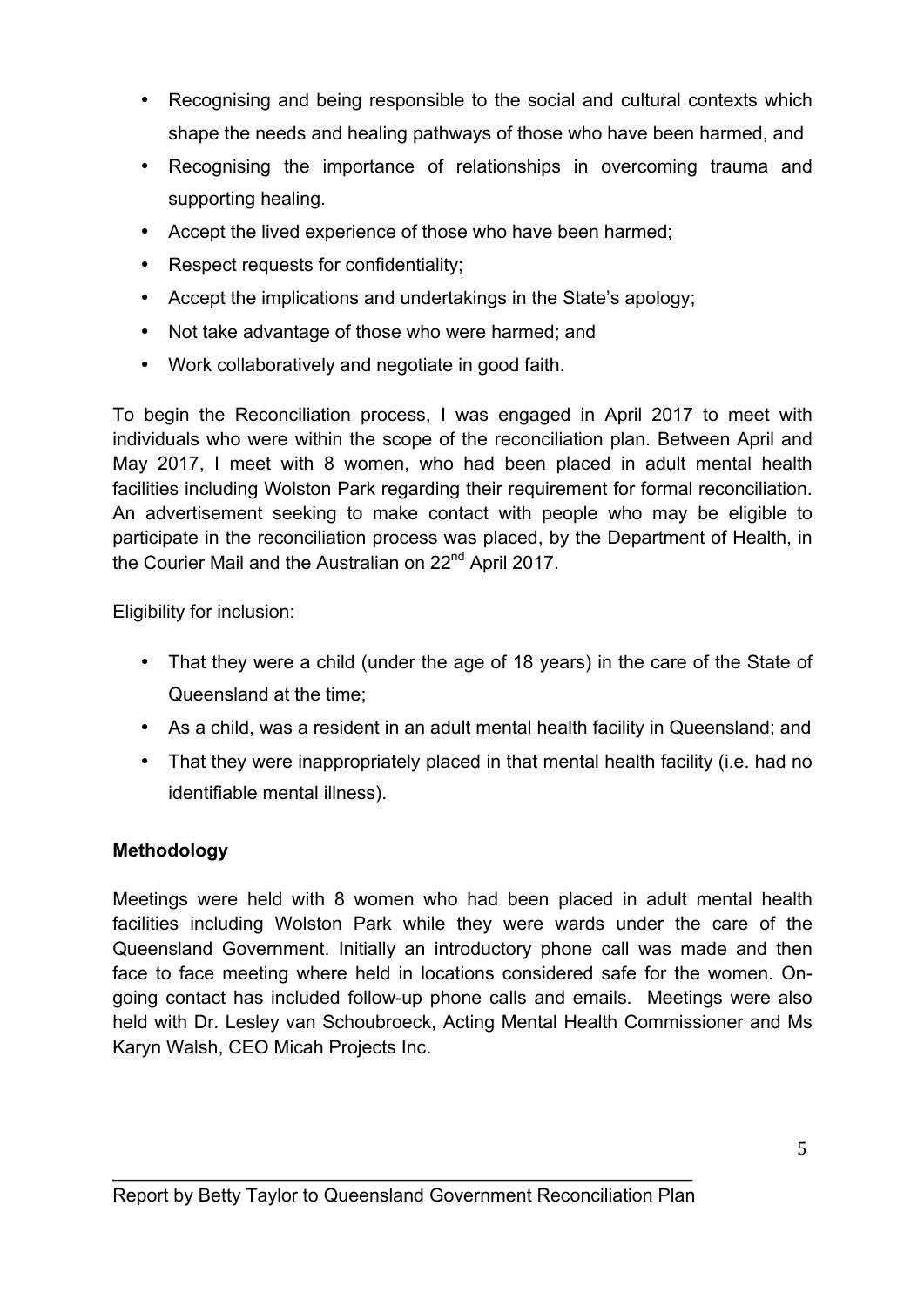- Recognising and being responsible to the social and cultural contexts which shape the needs and healing pathways of those who have been harmed, and
- Recognising the importance of relationships in overcoming trauma and supporting healing.
- Accept the lived experience of those who have been harmed;
- Respect requests for confidentiality;
- Accept the implications and undertakings in the State's apology;
- Not take advantage of those who were harmed; and
- Work collaboratively and negotiate in good faith.

To begin the Reconciliation process, I was engaged in April 2017 to meet with individuals who were within the scope of the reconciliation plan. Between April and May 2017, I meet with 8 women, who had been placed in adult mental health facilities including Wolston Park regarding their requirement for formal reconciliation. An advertisement seeking to make contact with people who may be eligible to participate in the reconciliation process was placed, by the Department of Health, in the Courier Mail and the Australian on 22nd April 2017.

Eligibility for inclusion:

- That they were a child (under the age of 18 years) in the care of the State of Queensland at the time;
- As a child, was a resident in an adult mental health facility in Queensland; and
- That they were inappropriately placed in that mental health facility (i.e. had no identifiable mental illness).

**Methodology**

Meetings were held with 8 women who had been placed in adult mental health facilities including Wolston Park while they were wards under the care of the Queensland Government. Initially an introductory phone call was made and then face to face meeting where held in locations considered safe for the women. On-going contact has included follow-up phone calls and emails. Meetings were also held with Dr. Lesley van Schoubroeck, Acting Mental Health Commissioner and Ms Karyn Walsh, CEO Micah Projects Inc.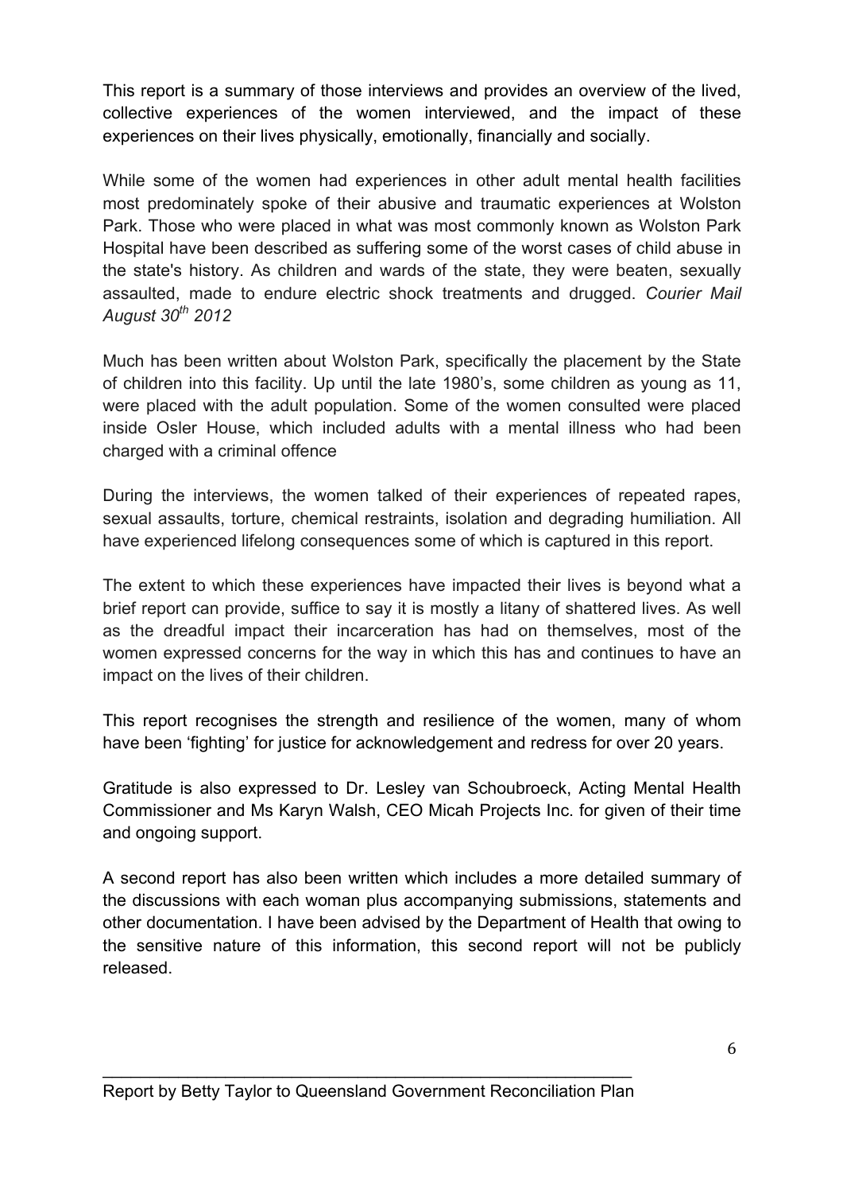This report is a summary of those interviews and provides an overview of the lived, collective experiences of the women interviewed, and the impact of these experiences on their lives physically, emotionally, financially and socially.

While some of the women had experiences in other adult mental health facilities most predominately spoke of their abusive and traumatic experiences at Wolston Park. Those who were placed in what was most commonly known as Wolston Park Hospital have been described as suffering some of the worst cases of child abuse in the state's history. As children and wards of the state, they were beaten, sexually assaulted, made to endure electric shock treatments and drugged. *Courier Mail August 30th 2012*

Much has been written about Wolston Park, specifically the placement by the State of children into this facility. Up until the late 1980's, some children as young as 11, were placed with the adult population. Some of the women consulted were placed inside Osler House, which included adults with a mental illness who had been charged with a criminal offence

During the interviews, the women talked of their experiences of repeated rapes, sexual assaults, torture, chemical restraints, isolation and degrading humiliation. All have experienced lifelong consequences some of which is captured in this report.

The extent to which these experiences have impacted their lives is beyond what a brief report can provide, suffice to say it is mostly a litany of shattered lives. As well as the dreadful impact their incarceration has had on themselves, most of the women expressed concerns for the way in which this has and continues to have an impact on the lives of their children.

This report recognises the strength and resilience of the women, many of whom have been 'fighting' for justice for acknowledgement and redress for over 20 years.

Gratitude is also expressed to Dr. Lesley van Schoubroeck, Acting Mental Health Commissioner and Ms Karyn Walsh, CEO Micah Projects Inc. for given of their time and ongoing support.

A second report has also been written which includes a more detailed summary of the discussions with each woman plus accompanying submissions, statements and other documentation. I have been advised by the Department of Health that owing to the sensitive nature of this information, this second report will not be publicly released.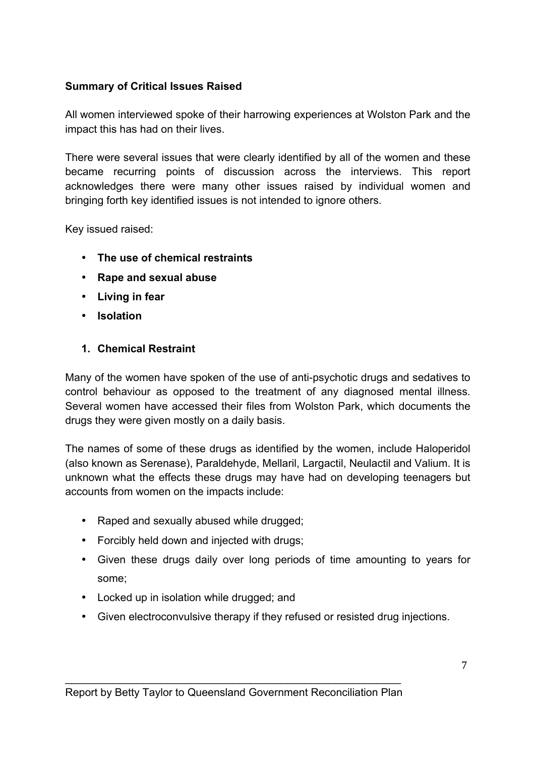**Summary of Critical Issues Raised**

All women interviewed spoke of their harrowing experiences at Wolston Park and the impact this has had on their lives.

There were several issues that were clearly identified by all of the women and these became recurring points of discussion across the interviews. This report acknowledges there were many other issues raised by individual women and bringing forth key identified issues is not intended to ignore others.

Key issued raised:

- **The use of chemical restraints**
- **Rape and sexual abuse**
- **Living in fear**
- **Isolation**

1. **Chemical Restraint**

Many of the women have spoken of the use of anti-psychotic drugs and sedatives to control behaviour as opposed to the treatment of any diagnosed mental illness. Several women have accessed their files from Wolston Park, which documents the drugs they were given mostly on a daily basis.

The names of some of these drugs as identified by the women, include Haloperidol (also known as Serenase), Paraldehyde, Mellaril, Largactil, Neulactil and Valium. It is unknown what the effects these drugs may have had on developing teenagers but accounts from women on the impacts include:

- Raped and sexually abused while drugged;
- Forcibly held down and injected with drugs;
- Given these drugs daily over long periods of time amounting to years for some;
- Locked up in isolation while drugged; and
- Given electroconvulsive therapy if they refused or resisted drug injections.

Report by Betty Taylor to Queensland Government Reconciliation Plan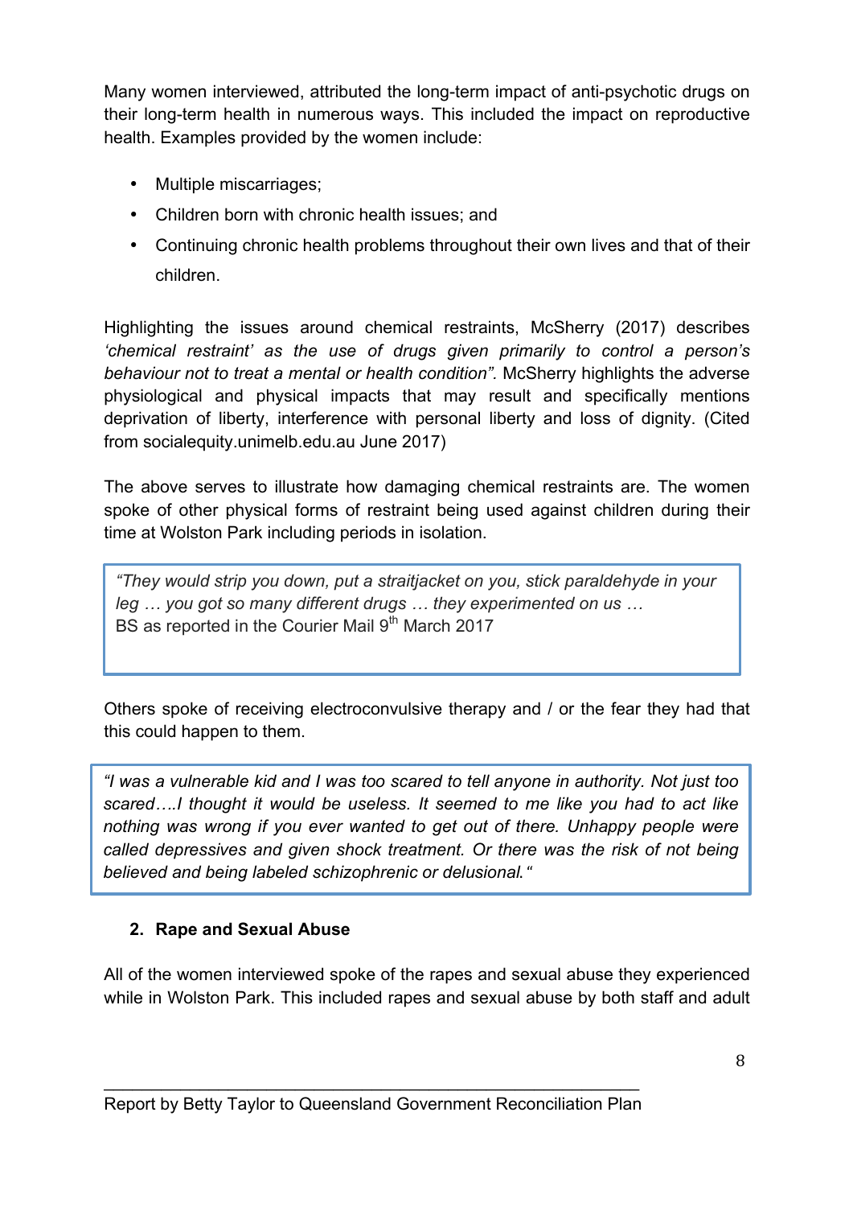Many women interviewed, attributed the long-term impact of anti-psychotic drugs on their long-term health in numerous ways. This included the impact on reproductive health. Examples provided by the women include:

- Multiple miscarriages;
- Children born with chronic health issues; and
- Continuing chronic health problems throughout their own lives and that of their children.

Highlighting the issues around chemical restraints, McSherry (2017) describes *'chemical restraint' as the use of drugs given primarily to control a person's behaviour not to treat a mental or health condition".* McSherry highlights the adverse physiological and physical impacts that may result and specifically mentions deprivation of liberty, interference with personal liberty and loss of dignity. (Cited from socialequity.unimelb.edu.au June 2017)

The above serves to illustrate how damaging chemical restraints are. The women spoke of other physical forms of restraint being used against children during their time at Wolston Park including periods in isolation.

> *"They would strip you down, put a straitjacket on you, stick paraldehyde in your leg … you got so many different drugs … they experimented on us …*
> BS as reported in the Courier Mail 9th March 2017

Others spoke of receiving electroconvulsive therapy and / or the fear they had that this could happen to them.

> *"I was a vulnerable kid and I was too scared to tell anyone in authority. Not just too scared….I thought it would be useless. It seemed to me like you had to act like nothing was wrong if you ever wanted to get out of there. Unhappy people were called depressives and given shock treatment. Or there was the risk of not being believed and being labeled schizophrenic or delusional."*

### 2. Rape and Sexual Abuse

All of the women interviewed spoke of the rapes and sexual abuse they experienced while in Wolston Park. This included rapes and sexual abuse by both staff and adult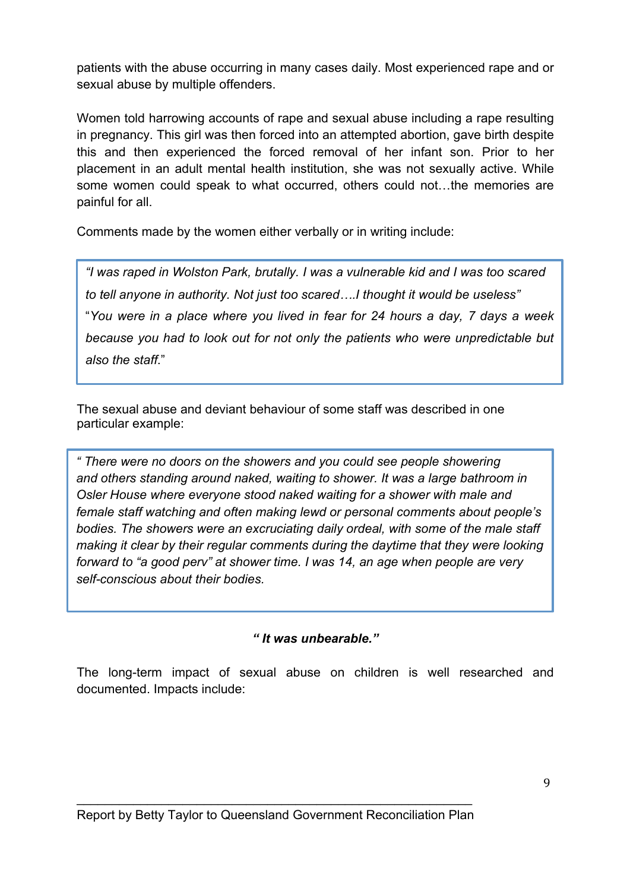patients with the abuse occurring in many cases daily. Most experienced rape and or sexual abuse by multiple offenders.

Women told harrowing accounts of rape and sexual abuse including a rape resulting in pregnancy. This girl was then forced into an attempted abortion, gave birth despite this and then experienced the forced removal of her infant son. Prior to her placement in an adult mental health institution, she was not sexually active. While some women could speak to what occurred, others could not…the memories are painful for all.

Comments made by the women either verbally or in writing include:

> *"I was raped in Wolston Park, brutally. I was a vulnerable kid and I was too scared to tell anyone in authority. Not just too scared….I thought it would be useless"*
> "*You were in a place where you lived in fear for 24 hours a day, 7 days a week because you had to look out for not only the patients who were unpredictable but also the staff.*"

The sexual abuse and deviant behaviour of some staff was described in one particular example:

> *" There were no doors on the showers and you could see people showering and others standing around naked, waiting to shower. It was a large bathroom in Osler House where everyone stood naked waiting for a shower with male and female staff watching and often making lewd or personal comments about people's bodies. The showers were an excruciating daily ordeal, with some of the male staff making it clear by their regular comments during the daytime that they were looking forward to "a good perv" at shower time. I was 14, an age when people are very self-conscious about their bodies.*

***" It was unbearable."***

The long-term impact of sexual abuse on children is well researched and documented. Impacts include: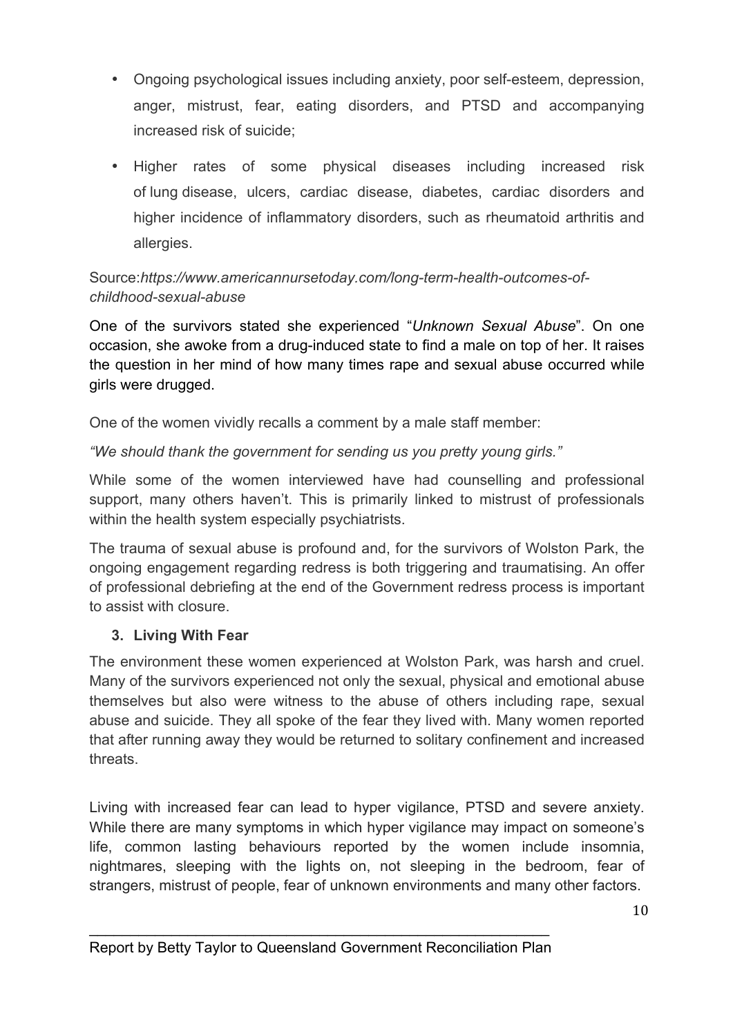- Ongoing psychological issues including anxiety, poor self-esteem, depression, anger, mistrust, fear, eating disorders, and PTSD and accompanying increased risk of suicide;
- Higher rates of some physical diseases including increased risk of lung disease, ulcers, cardiac disease, diabetes, cardiac disorders and higher incidence of inflammatory disorders, such as rheumatoid arthritis and allergies.

Source:*https://www.americannursetoday.com/long-term-health-outcomes-of-childhood-sexual-abuse*

One of the survivors stated she experienced "*Unknown Sexual Abuse*". On one occasion, she awoke from a drug-induced state to find a male on top of her. It raises the question in her mind of how many times rape and sexual abuse occurred while girls were drugged.

One of the women vividly recalls a comment by a male staff member:

*"We should thank the government for sending us you pretty young girls."*

While some of the women interviewed have had counselling and professional support, many others haven't. This is primarily linked to mistrust of professionals within the health system especially psychiatrists.

The trauma of sexual abuse is profound and, for the survivors of Wolston Park, the ongoing engagement regarding redress is both triggering and traumatising. An offer of professional debriefing at the end of the Government redress process is important to assist with closure.

### 3. Living With Fear

The environment these women experienced at Wolston Park, was harsh and cruel. Many of the survivors experienced not only the sexual, physical and emotional abuse themselves but also were witness to the abuse of others including rape, sexual abuse and suicide. They all spoke of the fear they lived with. Many women reported that after running away they would be returned to solitary confinement and increased threats.

Living with increased fear can lead to hyper vigilance, PTSD and severe anxiety. While there are many symptoms in which hyper vigilance may impact on someone's life, common lasting behaviours reported by the women include insomnia, nightmares, sleeping with the lights on, not sleeping in the bedroom, fear of strangers, mistrust of people, fear of unknown environments and many other factors.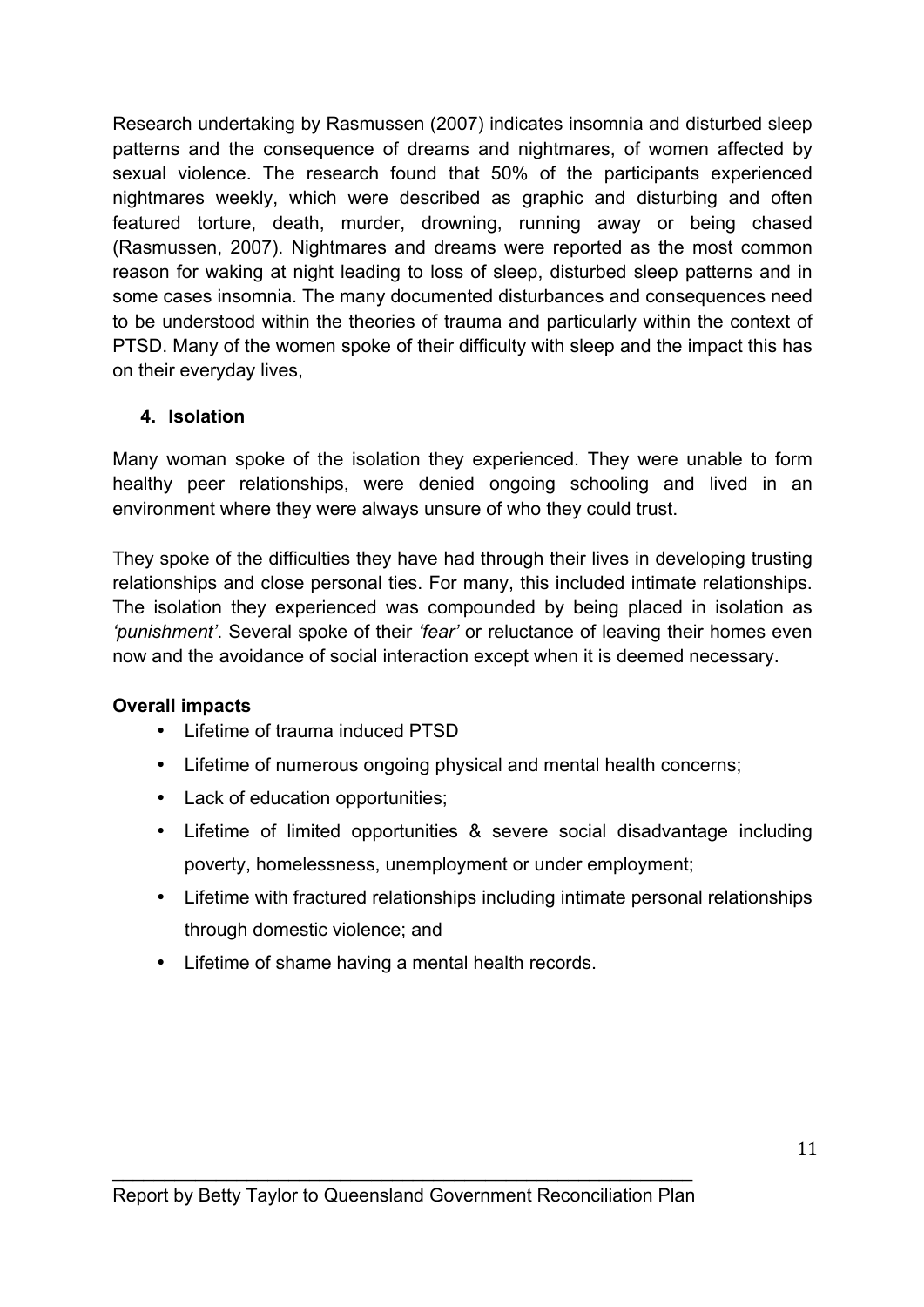Research undertaking by Rasmussen (2007) indicates insomnia and disturbed sleep patterns and the consequence of dreams and nightmares, of women affected by sexual violence. The research found that 50% of the participants experienced nightmares weekly, which were described as graphic and disturbing and often featured torture, death, murder, drowning, running away or being chased (Rasmussen, 2007). Nightmares and dreams were reported as the most common reason for waking at night leading to loss of sleep, disturbed sleep patterns and in some cases insomnia. The many documented disturbances and consequences need to be understood within the theories of trauma and particularly within the context of PTSD. Many of the women spoke of their difficulty with sleep and the impact this has on their everyday lives,

### 4. Isolation

Many woman spoke of the isolation they experienced. They were unable to form healthy peer relationships, were denied ongoing schooling and lived in an environment where they were always unsure of who they could trust.

They spoke of the difficulties they have had through their lives in developing trusting relationships and close personal ties. For many, this included intimate relationships. The isolation they experienced was compounded by being placed in isolation as *'punishment'*. Several spoke of their *'fear'* or reluctance of leaving their homes even now and the avoidance of social interaction except when it is deemed necessary.

**Overall impacts**

- Lifetime of trauma induced PTSD
- Lifetime of numerous ongoing physical and mental health concerns;
- Lack of education opportunities;
- Lifetime of limited opportunities & severe social disadvantage including poverty, homelessness, unemployment or under employment;
- Lifetime with fractured relationships including intimate personal relationships through domestic violence; and
- Lifetime of shame having a mental health records.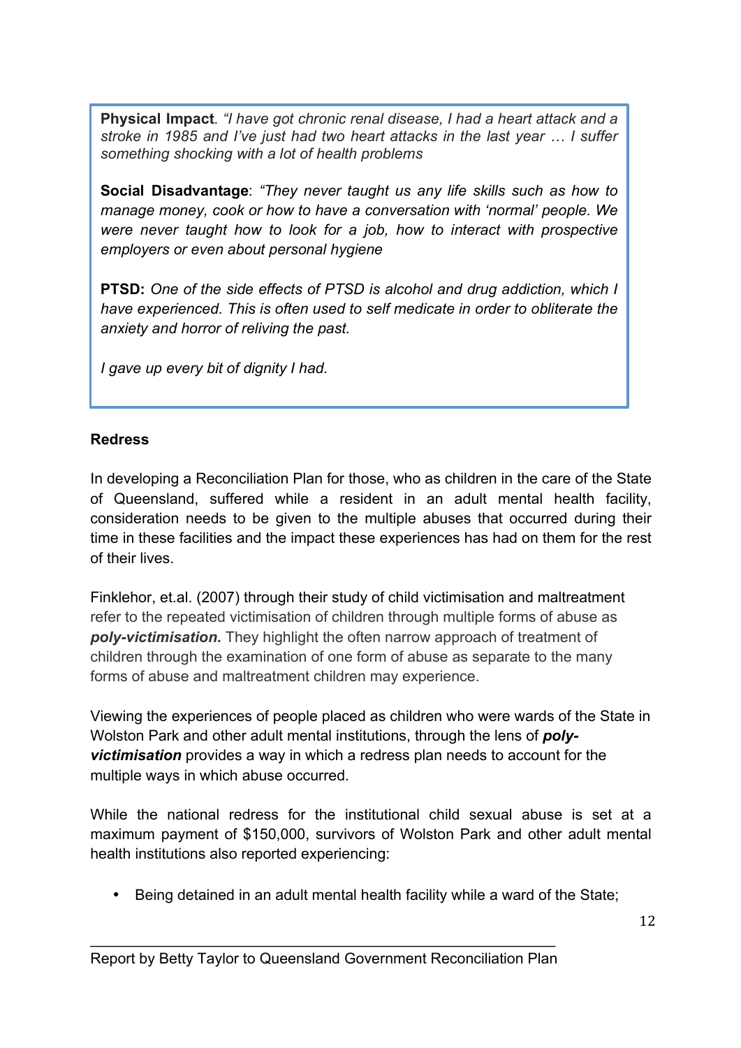**Physical Impact**. *"I have got chronic renal disease, I had a heart attack and a stroke in 1985 and I've just had two heart attacks in the last year … I suffer something shocking with a lot of health problems*

**Social Disadvantage**: *"They never taught us any life skills such as how to manage money, cook or how to have a conversation with 'normal' people. We were never taught how to look for a job, how to interact with prospective employers or even about personal hygiene*

**PTSD:** *One of the side effects of PTSD is alcohol and drug addiction, which I have experienced. This is often used to self medicate in order to obliterate the anxiety and horror of reliving the past.*

*I gave up every bit of dignity I had.*

**Redress**

In developing a Reconciliation Plan for those, who as children in the care of the State of Queensland, suffered while a resident in an adult mental health facility, consideration needs to be given to the multiple abuses that occurred during their time in these facilities and the impact these experiences has had on them for the rest of their lives.

Finklehor, et.al. (2007) through their study of child victimisation and maltreatment refer to the repeated victimisation of children through multiple forms of abuse as ***poly-victimisation.*** They highlight the often narrow approach of treatment of children through the examination of one form of abuse as separate to the many forms of abuse and maltreatment children may experience.

Viewing the experiences of people placed as children who were wards of the State in Wolston Park and other adult mental institutions, through the lens of ***poly-victimisation*** provides a way in which a redress plan needs to account for the multiple ways in which abuse occurred.

While the national redress for the institutional child sexual abuse is set at a maximum payment of $150,000, survivors of Wolston Park and other adult mental health institutions also reported experiencing:

- Being detained in an adult mental health facility while a ward of the State;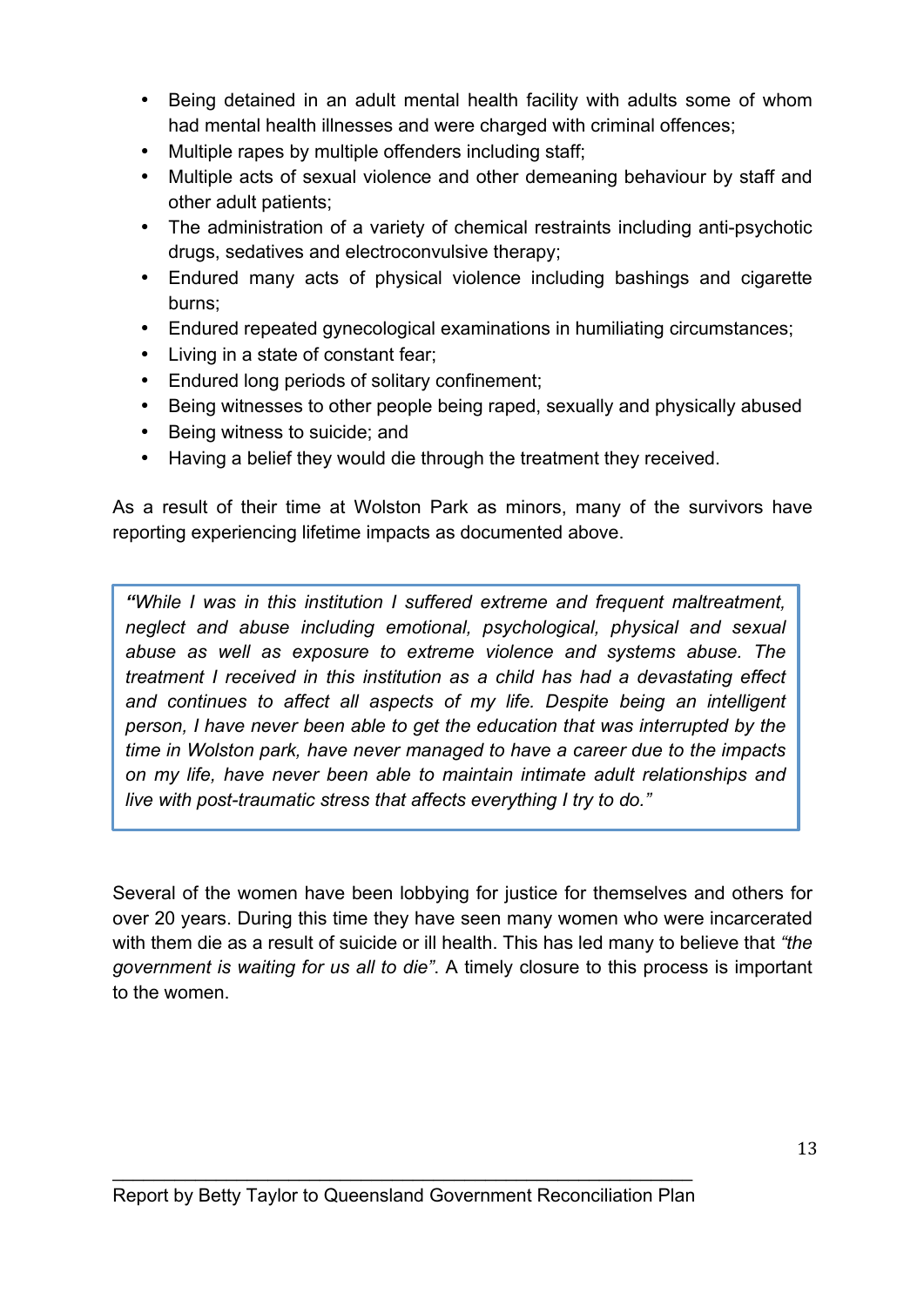- Being detained in an adult mental health facility with adults some of whom had mental health illnesses and were charged with criminal offences;
- Multiple rapes by multiple offenders including staff;
- Multiple acts of sexual violence and other demeaning behaviour by staff and other adult patients;
- The administration of a variety of chemical restraints including anti-psychotic drugs, sedatives and electroconvulsive therapy;
- Endured many acts of physical violence including bashings and cigarette burns;
- Endured repeated gynecological examinations in humiliating circumstances;
- Living in a state of constant fear;
- Endured long periods of solitary confinement;
- Being witnesses to other people being raped, sexually and physically abused
- Being witness to suicide; and
- Having a belief they would die through the treatment they received.

As a result of their time at Wolston Park as minors, many of the survivors have reporting experiencing lifetime impacts as documented above.

> ***"****While I was in this institution I suffered extreme and frequent maltreatment, neglect and abuse including emotional, psychological, physical and sexual abuse as well as exposure to extreme violence and systems abuse. The treatment I received in this institution as a child has had a devastating effect and continues to affect all aspects of my life. Despite being an intelligent person, I have never been able to get the education that was interrupted by the time in Wolston park, have never managed to have a career due to the impacts on my life, have never been able to maintain intimate adult relationships and live with post-traumatic stress that affects everything I try to do."*

Several of the women have been lobbying for justice for themselves and others for over 20 years. During this time they have seen many women who were incarcerated with them die as a result of suicide or ill health. This has led many to believe that *"the government is waiting for us all to die"*. A timely closure to this process is important to the women.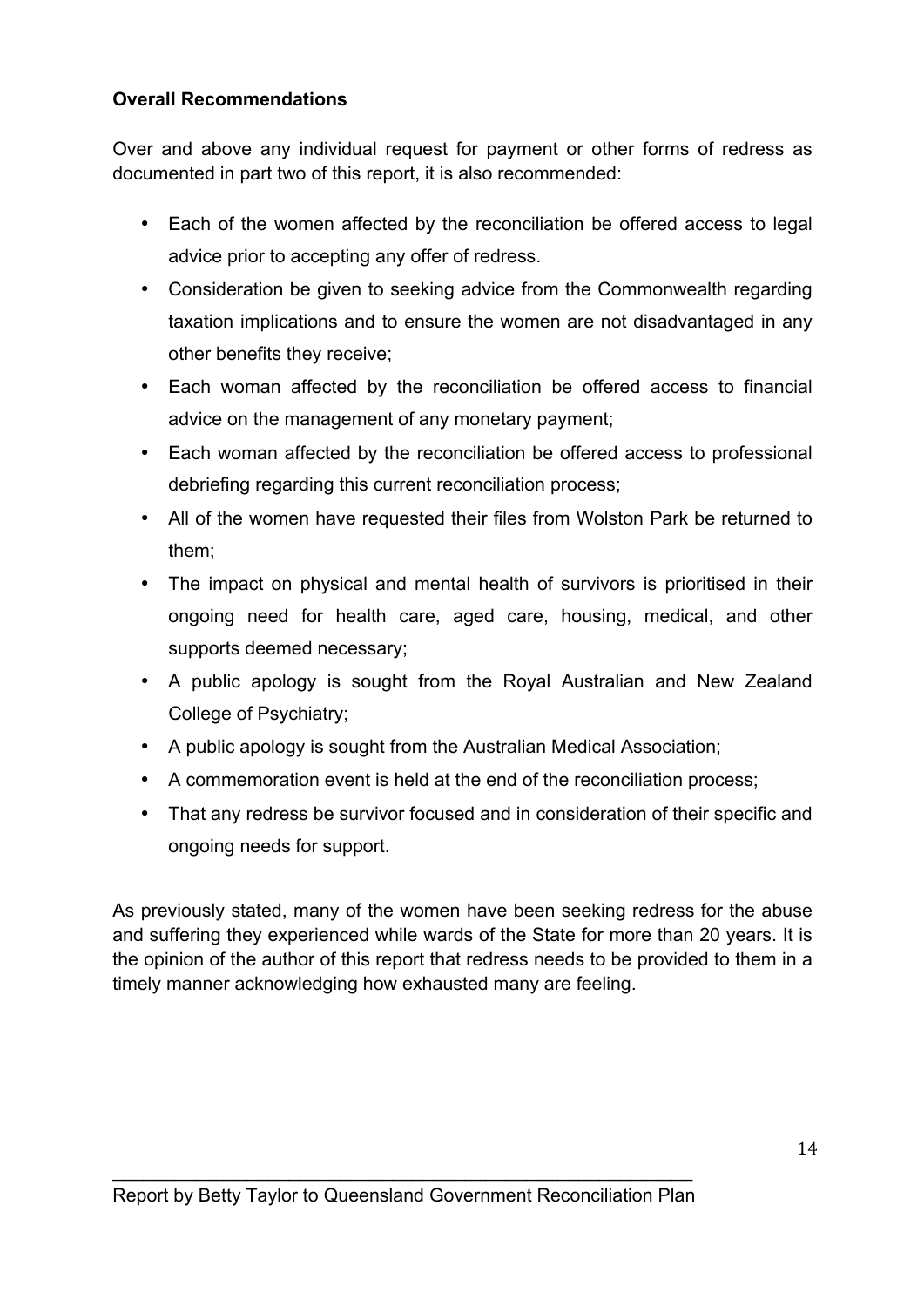**Overall Recommendations**

Over and above any individual request for payment or other forms of redress as documented in part two of this report, it is also recommended:

- Each of the women affected by the reconciliation be offered access to legal advice prior to accepting any offer of redress.
- Consideration be given to seeking advice from the Commonwealth regarding taxation implications and to ensure the women are not disadvantaged in any other benefits they receive;
- Each woman affected by the reconciliation be offered access to financial advice on the management of any monetary payment;
- Each woman affected by the reconciliation be offered access to professional debriefing regarding this current reconciliation process;
- All of the women have requested their files from Wolston Park be returned to them;
- The impact on physical and mental health of survivors is prioritised in their ongoing need for health care, aged care, housing, medical, and other supports deemed necessary;
- A public apology is sought from the Royal Australian and New Zealand College of Psychiatry;
- A public apology is sought from the Australian Medical Association;
- A commemoration event is held at the end of the reconciliation process;
- That any redress be survivor focused and in consideration of their specific and ongoing needs for support.

As previously stated, many of the women have been seeking redress for the abuse and suffering they experienced while wards of the State for more than 20 years. It is the opinion of the author of this report that redress needs to be provided to them in a timely manner acknowledging how exhausted many are feeling.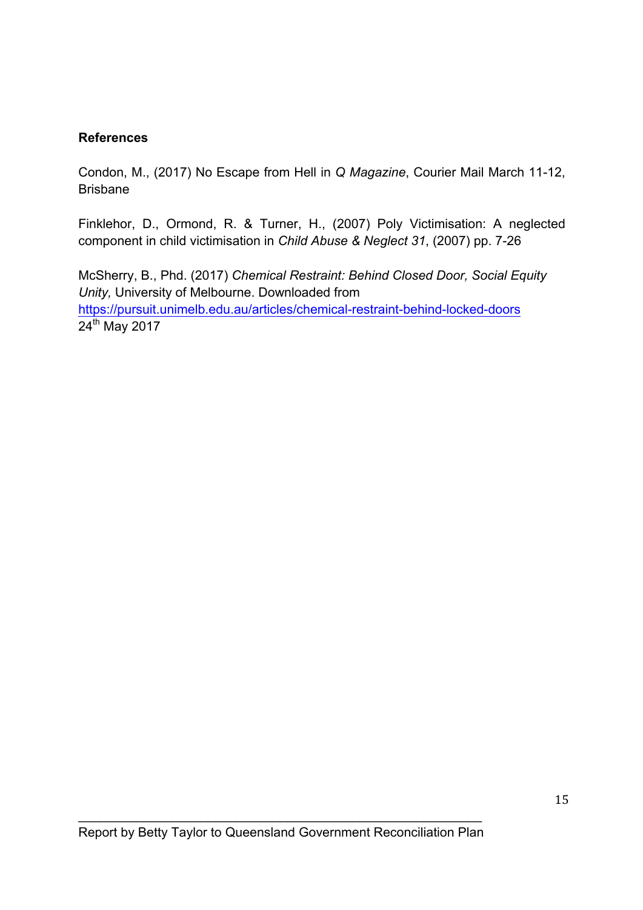**References**

Condon, M., (2017) No Escape from Hell in *Q Magazine*, Courier Mail March 11-12, Brisbane

Finklehor, D., Ormond, R. & Turner, H., (2007) Poly Victimisation: A neglected component in child victimisation in *Child Abuse & Neglect 31*, (2007) pp. 7-26

McSherry, B., Phd. (2017) *Chemical Restraint: Behind Closed Door, Social Equity Unity,* University of Melbourne. Downloaded from https://pursuit.unimelb.edu.au/articles/chemical-restraint-behind-locked-doors 24th May 2017

Report by Betty Taylor to Queensland Government Reconciliation Plan